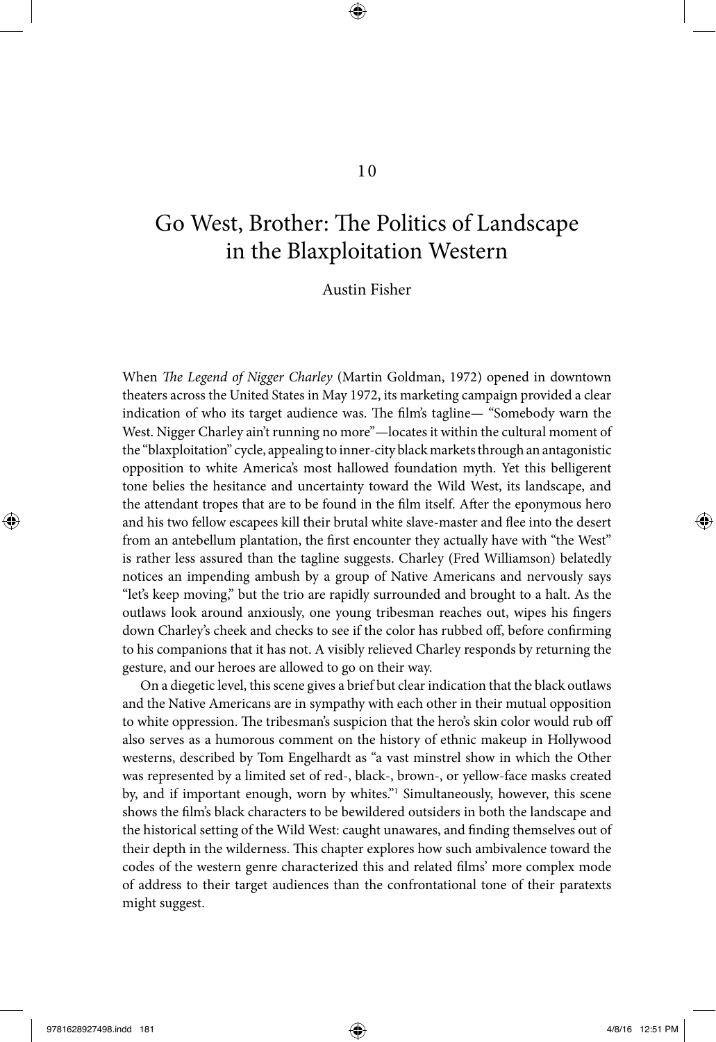10

# Go West, Brother: The Politics of Landscape in the Blaxploitation Western

Austin Fisher

When *The Legend of Nigger Charley* (Martin Goldman, 1972) opened in downtown theaters across the United States in May 1972, its marketing campaign provided a clear indication of who its target audience was. The film's tagline— "Somebody warn the West. Nigger Charley ain't running no more"—locates it within the cultural moment of the "blaxploitation" cycle, appealing to inner-city black markets through an antagonistic opposition to white America's most hallowed foundation myth. Yet this belligerent tone belies the hesitance and uncertainty toward the Wild West, its landscape, and the attendant tropes that are to be found in the film itself. After the eponymous hero and his two fellow escapees kill their brutal white slave-master and flee into the desert from an antebellum plantation, the first encounter they actually have with "the West" is rather less assured than the tagline suggests. Charley (Fred Williamson) belatedly notices an impending ambush by a group of Native Americans and nervously says "let's keep moving," but the trio are rapidly surrounded and brought to a halt. As the outlaws look around anxiously, one young tribesman reaches out, wipes his fingers down Charley's cheek and checks to see if the color has rubbed off, before confirming to his companions that it has not. A visibly relieved Charley responds by returning the gesture, and our heroes are allowed to go on their way.

On a diegetic level, this scene gives a brief but clear indication that the black outlaws and the Native Americans are in sympathy with each other in their mutual opposition to white oppression. The tribesman's suspicion that the hero's skin color would rub off also serves as a humorous comment on the history of ethnic makeup in Hollywood westerns, described by Tom Engelhardt as "a vast minstrel show in which the Other was represented by a limited set of red-, black-, brown-, or yellow-face masks created by, and if important enough, worn by whites."[1] Simultaneously, however, this scene shows the film's black characters to be bewildered outsiders in both the landscape and the historical setting of the Wild West: caught unawares, and finding themselves out of their depth in the wilderness. This chapter explores how such ambivalence toward the codes of the western genre characterized this and related films' more complex mode of address to their target audiences than the confrontational tone of their paratexts might suggest.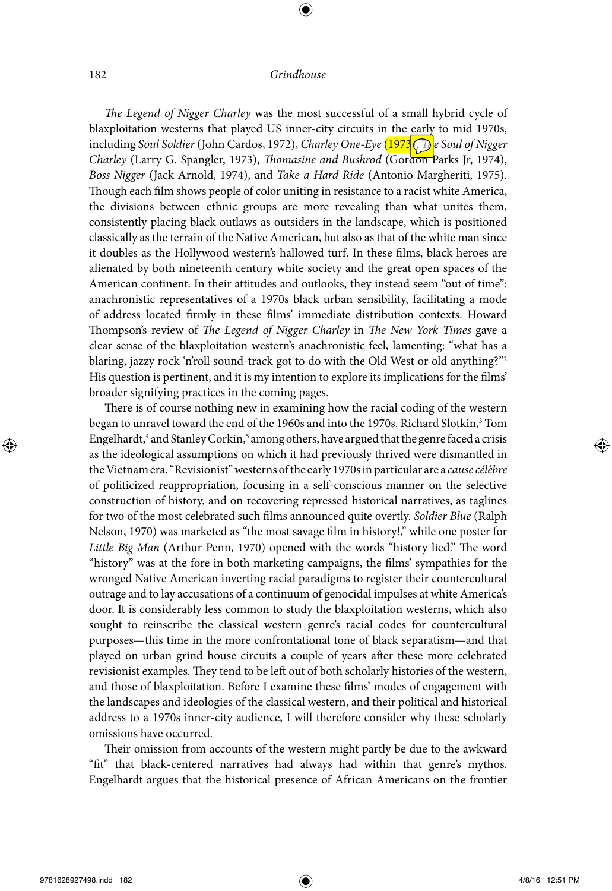*The Legend of Nigger Charley* was the most successful of a small hybrid cycle of blaxploitation westerns that played US inner-city circuits in the early to mid 1970s, including *Soul Soldier* (John Cardos, 1972), *Charley One-Eye* (1973), *The Soul of Nigger Charley* (Larry G. Spangler, 1973), *Thomasine and Bushrod* (Gordon Parks Jr, 1974), *Boss Nigger* (Jack Arnold, 1974), and *Take a Hard Ride* (Antonio Margheriti, 1975). Though each film shows people of color uniting in resistance to a racist white America, the divisions between ethnic groups are more revealing than what unites them, consistently placing black outlaws as outsiders in the landscape, which is positioned classically as the terrain of the Native American, but also as that of the white man since it doubles as the Hollywood western's hallowed turf. In these films, black heroes are alienated by both nineteenth century white society and the great open spaces of the American continent. In their attitudes and outlooks, they instead seem "out of time": anachronistic representatives of a 1970s black urban sensibility, facilitating a mode of address located firmly in these films' immediate distribution contexts. Howard Thompson's review of *The Legend of Nigger Charley* in *The New York Times* gave a clear sense of the blaxploitation western's anachronistic feel, lamenting: "what has a blaring, jazzy rock 'n'roll sound-track got to do with the Old West or old anything?"[2] His question is pertinent, and it is my intention to explore its implications for the films' broader signifying practices in the coming pages.

There is of course nothing new in examining how the racial coding of the western began to unravel toward the end of the 1960s and into the 1970s. Richard Slotkin,[3] Tom Engelhardt,[4] and Stanley Corkin,[5] among others, have argued that the genre faced a crisis as the ideological assumptions on which it had previously thrived were dismantled in the Vietnam era. "Revisionist" westerns of the early 1970s in particular are a *cause célèbre* of politicized reappropriation, focusing in a self-conscious manner on the selective construction of history, and on recovering repressed historical narratives, as taglines for two of the most celebrated such films announced quite overtly. *Soldier Blue* (Ralph Nelson, 1970) was marketed as "the most savage film in history!," while one poster for *Little Big Man* (Arthur Penn, 1970) opened with the words "history lied." The word "history" was at the fore in both marketing campaigns, the films' sympathies for the wronged Native American inverting racial paradigms to register their countercultural outrage and to lay accusations of a continuum of genocidal impulses at white America's door. It is considerably less common to study the blaxploitation westerns, which also sought to reinscribe the classical western genre's racial codes for countercultural purposes—this time in the more confrontational tone of black separatism—and that played on urban grind house circuits a couple of years after these more celebrated revisionist examples. They tend to be left out of both scholarly histories of the western, and those of blaxploitation. Before I examine these films' modes of engagement with the landscapes and ideologies of the classical western, and their political and historical address to a 1970s inner-city audience, I will therefore consider why these scholarly omissions have occurred.

Their omission from accounts of the western might partly be due to the awkward "fit" that black-centered narratives had always had within that genre's mythos. Engelhardt argues that the historical presence of African Americans on the frontier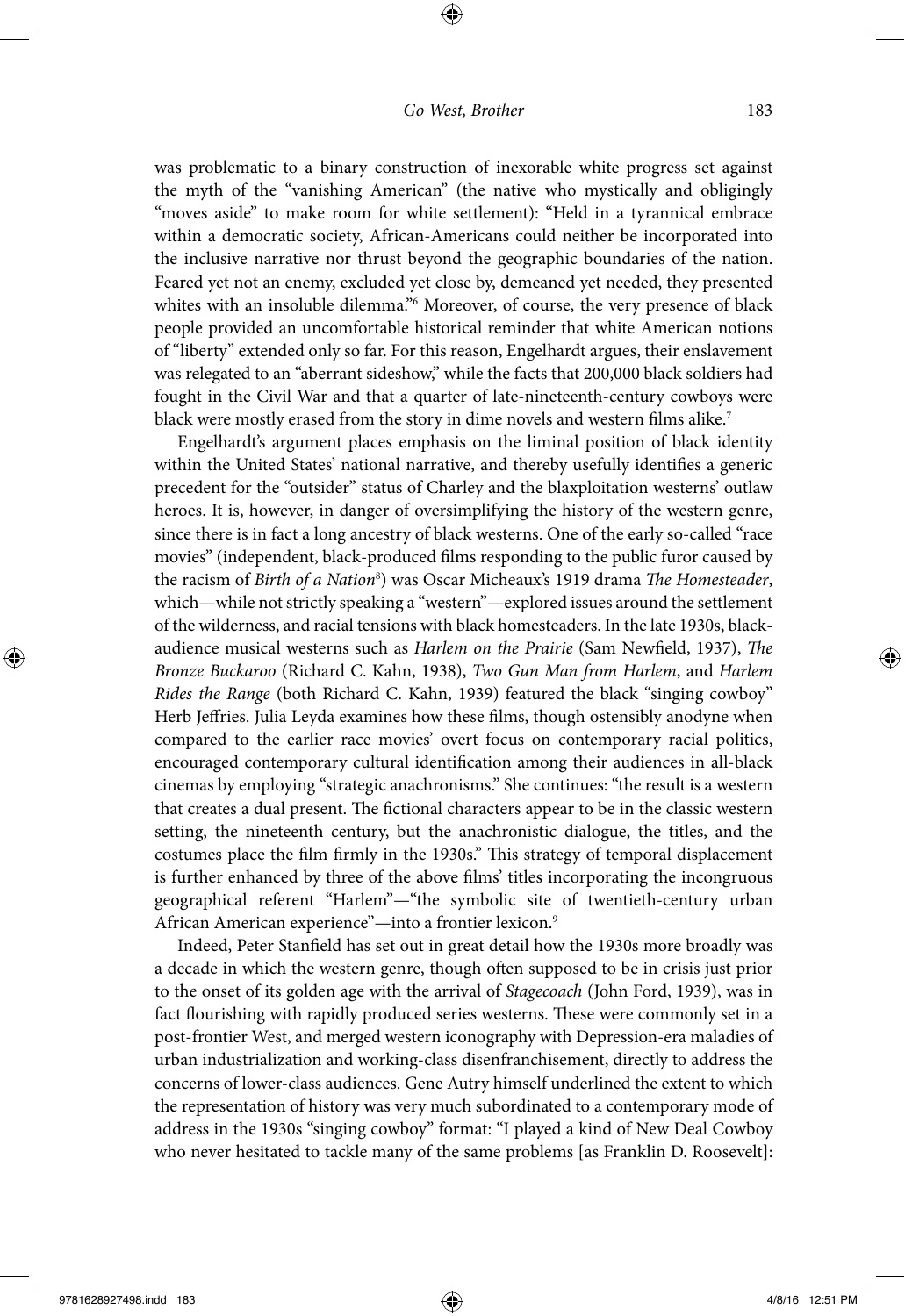was problematic to a binary construction of inexorable white progress set against the myth of the "vanishing American" (the native who mystically and obligingly "moves aside" to make room for white settlement): "Held in a tyrannical embrace within a democratic society, African-Americans could neither be incorporated into the inclusive narrative nor thrust beyond the geographic boundaries of the nation. Feared yet not an enemy, excluded yet close by, demeaned yet needed, they presented whites with an insoluble dilemma."[6] Moreover, of course, the very presence of black people provided an uncomfortable historical reminder that white American notions of "liberty" extended only so far. For this reason, Engelhardt argues, their enslavement was relegated to an "aberrant sideshow," while the facts that 200,000 black soldiers had fought in the Civil War and that a quarter of late-nineteenth-century cowboys were black were mostly erased from the story in dime novels and western films alike.[7]

Engelhardt's argument places emphasis on the liminal position of black identity within the United States' national narrative, and thereby usefully identifies a generic precedent for the "outsider" status of Charley and the blaxploitation westerns' outlaw heroes. It is, however, in danger of oversimplifying the history of the western genre, since there is in fact a long ancestry of black westerns. One of the early so-called "race movies" (independent, black-produced films responding to the public furor caused by the racism of *Birth of a Nation*[8]) was Oscar Micheaux's 1919 drama *The Homesteader*, which—while not strictly speaking a "western"—explored issues around the settlement of the wilderness, and racial tensions with black homesteaders. In the late 1930s, black-audience musical westerns such as *Harlem on the Prairie* (Sam Newfield, 1937), *The Bronze Buckaroo* (Richard C. Kahn, 1938), *Two Gun Man from Harlem*, and *Harlem Rides the Range* (both Richard C. Kahn, 1939) featured the black "singing cowboy" Herb Jeffries. Julia Leyda examines how these films, though ostensibly anodyne when compared to the earlier race movies' overt focus on contemporary racial politics, encouraged contemporary cultural identification among their audiences in all-black cinemas by employing "strategic anachronisms." She continues: "the result is a western that creates a dual present. The fictional characters appear to be in the classic western setting, the nineteenth century, but the anachronistic dialogue, the titles, and the costumes place the film firmly in the 1930s." This strategy of temporal displacement is further enhanced by three of the above films' titles incorporating the incongruous geographical referent "Harlem"—"the symbolic site of twentieth-century urban African American experience"—into a frontier lexicon.[9]

Indeed, Peter Stanfield has set out in great detail how the 1930s more broadly was a decade in which the western genre, though often supposed to be in crisis just prior to the onset of its golden age with the arrival of *Stagecoach* (John Ford, 1939), was in fact flourishing with rapidly produced series westerns. These were commonly set in a post-frontier West, and merged western iconography with Depression-era maladies of urban industrialization and working-class disenfranchisement, directly to address the concerns of lower-class audiences. Gene Autry himself underlined the extent to which the representation of history was very much subordinated to a contemporary mode of address in the 1930s "singing cowboy" format: "I played a kind of New Deal Cowboy who never hesitated to tackle many of the same problems [as Franklin D. Roosevelt]: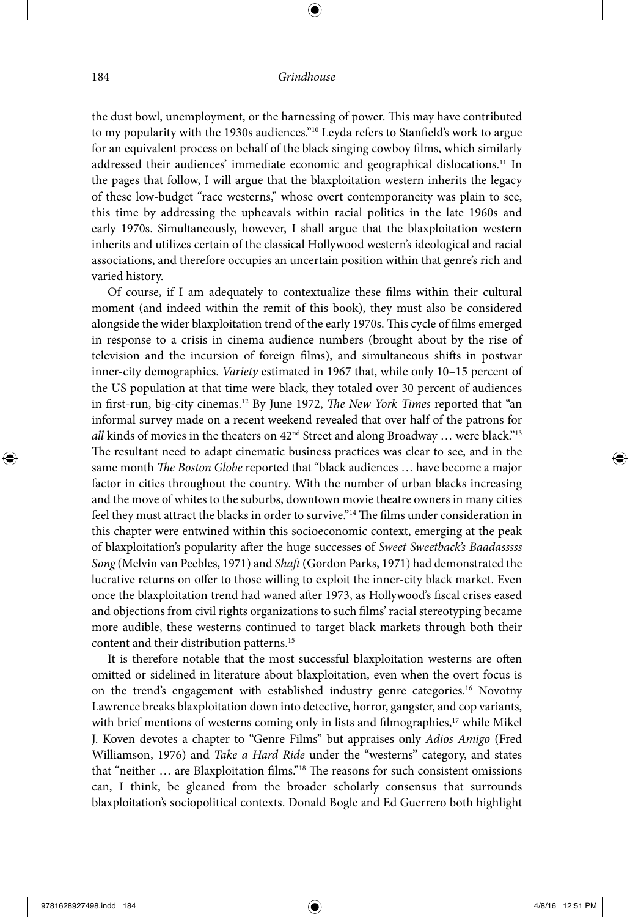the dust bowl, unemployment, or the harnessing of power. This may have contributed to my popularity with the 1930s audiences."[10] Leyda refers to Stanfield's work to argue for an equivalent process on behalf of the black singing cowboy films, which similarly addressed their audiences' immediate economic and geographical dislocations.[11] In the pages that follow, I will argue that the blaxploitation western inherits the legacy of these low-budget "race westerns," whose overt contemporaneity was plain to see, this time by addressing the upheavals within racial politics in the late 1960s and early 1970s. Simultaneously, however, I shall argue that the blaxploitation western inherits and utilizes certain of the classical Hollywood western's ideological and racial associations, and therefore occupies an uncertain position within that genre's rich and varied history.

Of course, if I am adequately to contextualize these films within their cultural moment (and indeed within the remit of this book), they must also be considered alongside the wider blaxploitation trend of the early 1970s. This cycle of films emerged in response to a crisis in cinema audience numbers (brought about by the rise of television and the incursion of foreign films), and simultaneous shifts in postwar inner-city demographics. *Variety* estimated in 1967 that, while only 10–15 percent of the US population at that time were black, they totaled over 30 percent of audiences in first-run, big-city cinemas.[12] By June 1972, *The New York Times* reported that "an informal survey made on a recent weekend revealed that over half of the patrons for *all* kinds of movies in the theaters on 42nd Street and along Broadway … were black."[13] The resultant need to adapt cinematic business practices was clear to see, and in the same month *The Boston Globe* reported that "black audiences … have become a major factor in cities throughout the country. With the number of urban blacks increasing and the move of whites to the suburbs, downtown movie theatre owners in many cities feel they must attract the blacks in order to survive."[14] The films under consideration in this chapter were entwined within this socioeconomic context, emerging at the peak of blaxploitation's popularity after the huge successes of *Sweet Sweetback's Baadasssss Song* (Melvin van Peebles, 1971) and *Shaft* (Gordon Parks, 1971) had demonstrated the lucrative returns on offer to those willing to exploit the inner-city black market. Even once the blaxploitation trend had waned after 1973, as Hollywood's fiscal crises eased and objections from civil rights organizations to such films' racial stereotyping became more audible, these westerns continued to target black markets through both their content and their distribution patterns.[15]

It is therefore notable that the most successful blaxploitation westerns are often omitted or sidelined in literature about blaxploitation, even when the overt focus is on the trend's engagement with established industry genre categories.[16] Novotny Lawrence breaks blaxploitation down into detective, horror, gangster, and cop variants, with brief mentions of westerns coming only in lists and filmographies,[17] while Mikel J. Koven devotes a chapter to "Genre Films" but appraises only *Adios Amigo* (Fred Williamson, 1976) and *Take a Hard Ride* under the "westerns" category, and states that "neither … are Blaxploitation films."[18] The reasons for such consistent omissions can, I think, be gleaned from the broader scholarly consensus that surrounds blaxploitation's sociopolitical contexts. Donald Bogle and Ed Guerrero both highlight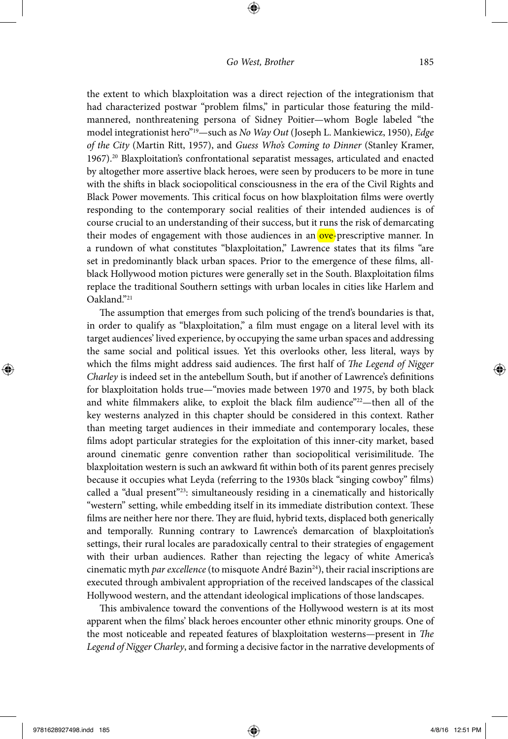the extent to which blaxploitation was a direct rejection of the integrationism that had characterized postwar "problem films," in particular those featuring the mild-mannered, nonthreatening persona of Sidney Poitier—whom Bogle labeled "the model integrationist hero"[19]—such as *No Way Out* (Joseph L. Mankiewicz, 1950), *Edge of the City* (Martin Ritt, 1957), and *Guess Who's Coming to Dinner* (Stanley Kramer, 1967).[20] Blaxploitation's confrontational separatist messages, articulated and enacted by altogether more assertive black heroes, were seen by producers to be more in tune with the shifts in black sociopolitical consciousness in the era of the Civil Rights and Black Power movements. This critical focus on how blaxploitation films were overtly responding to the contemporary social realities of their intended audiences is of course crucial to an understanding of their success, but it runs the risk of demarcating their modes of engagement with those audiences in an ove-prescriptive manner. In a rundown of what constitutes "blaxploitation," Lawrence states that its films "are set in predominantly black urban spaces. Prior to the emergence of these films, all-black Hollywood motion pictures were generally set in the South. Blaxploitation films replace the traditional Southern settings with urban locales in cities like Harlem and Oakland."[21]

The assumption that emerges from such policing of the trend's boundaries is that, in order to qualify as "blaxploitation," a film must engage on a literal level with its target audiences' lived experience, by occupying the same urban spaces and addressing the same social and political issues. Yet this overlooks other, less literal, ways by which the films might address said audiences. The first half of *The Legend of Nigger Charley* is indeed set in the antebellum South, but if another of Lawrence's definitions for blaxploitation holds true—"movies made between 1970 and 1975, by both black and white filmmakers alike, to exploit the black film audience"[22]—then all of the key westerns analyzed in this chapter should be considered in this context. Rather than meeting target audiences in their immediate and contemporary locales, these films adopt particular strategies for the exploitation of this inner-city market, based around cinematic genre convention rather than sociopolitical verisimilitude. The blaxploitation western is such an awkward fit within both of its parent genres precisely because it occupies what Leyda (referring to the 1930s black "singing cowboy" films) called a "dual present"[23]: simultaneously residing in a cinematically and historically "western" setting, while embedding itself in its immediate distribution context. These films are neither here nor there. They are fluid, hybrid texts, displaced both generically and temporally. Running contrary to Lawrence's demarcation of blaxploitation's settings, their rural locales are paradoxically central to their strategies of engagement with their urban audiences. Rather than rejecting the legacy of white America's cinematic myth *par excellence* (to misquote André Bazin[24]), their racial inscriptions are executed through ambivalent appropriation of the received landscapes of the classical Hollywood western, and the attendant ideological implications of those landscapes.

This ambivalence toward the conventions of the Hollywood western is at its most apparent when the films' black heroes encounter other ethnic minority groups. One of the most noticeable and repeated features of blaxploitation westerns—present in *The Legend of Nigger Charley*, and forming a decisive factor in the narrative developments of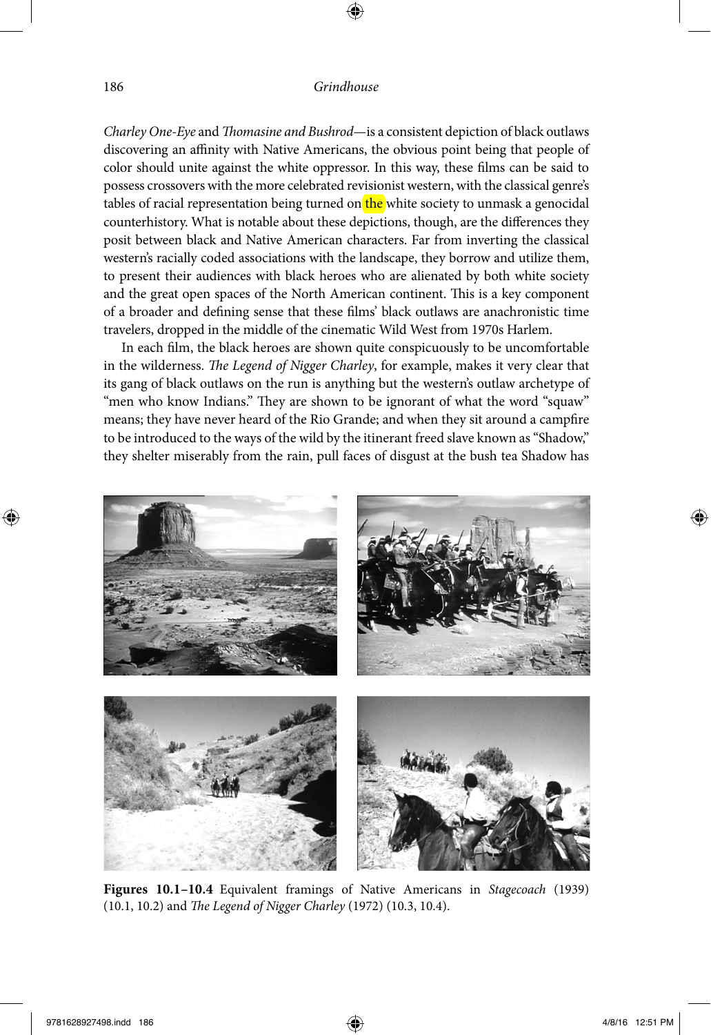*Charley One-Eye* and *Thomasine and Bushrod*—is a consistent depiction of black outlaws discovering an affinity with Native Americans, the obvious point being that people of color should unite against the white oppressor. In this way, these films can be said to possess crossovers with the more celebrated revisionist western, with the classical genre's tables of racial representation being turned on the white society to unmask a genocidal counterhistory. What is notable about these depictions, though, are the differences they posit between black and Native American characters. Far from inverting the classical western's racially coded associations with the landscape, they borrow and utilize them, to present their audiences with black heroes who are alienated by both white society and the great open spaces of the North American continent. This is a key component of a broader and defining sense that these films' black outlaws are anachronistic time travelers, dropped in the middle of the cinematic Wild West from 1970s Harlem.

In each film, the black heroes are shown quite conspicuously to be uncomfortable in the wilderness. *The Legend of Nigger Charley*, for example, makes it very clear that its gang of black outlaws on the run is anything but the western's outlaw archetype of "men who know Indians." They are shown to be ignorant of what the word "squaw" means; they have never heard of the Rio Grande; and when they sit around a campfire to be introduced to the ways of the wild by the itinerant freed slave known as "Shadow," they shelter miserably from the rain, pull faces of disgust at the bush tea Shadow has

**Figures 10.1–10.4** Equivalent framings of Native Americans in *Stagecoach* (1939) (10.1, 10.2) and *The Legend of Nigger Charley* (1972) (10.3, 10.4).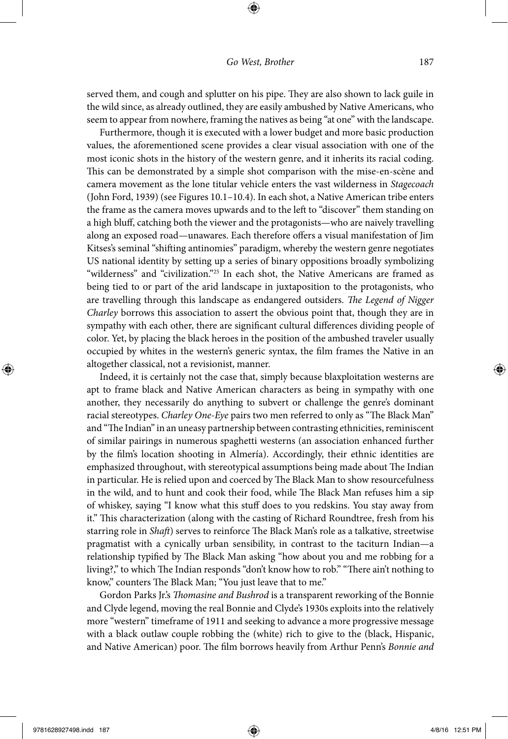served them, and cough and splutter on his pipe. They are also shown to lack guile in the wild since, as already outlined, they are easily ambushed by Native Americans, who seem to appear from nowhere, framing the natives as being "at one" with the landscape.

Furthermore, though it is executed with a lower budget and more basic production values, the aforementioned scene provides a clear visual association with one of the most iconic shots in the history of the western genre, and it inherits its racial coding. This can be demonstrated by a simple shot comparison with the mise-en-scène and camera movement as the lone titular vehicle enters the vast wilderness in *Stagecoach* (John Ford, 1939) (see Figures 10.1–10.4). In each shot, a Native American tribe enters the frame as the camera moves upwards and to the left to "discover" them standing on a high bluff, catching both the viewer and the protagonists—who are naively travelling along an exposed road—unawares. Each therefore offers a visual manifestation of Jim Kitses's seminal "shifting antinomies" paradigm, whereby the western genre negotiates US national identity by setting up a series of binary oppositions broadly symbolizing "wilderness" and "civilization."[25] In each shot, the Native Americans are framed as being tied to or part of the arid landscape in juxtaposition to the protagonists, who are travelling through this landscape as endangered outsiders. *The Legend of Nigger Charley* borrows this association to assert the obvious point that, though they are in sympathy with each other, there are significant cultural differences dividing people of color. Yet, by placing the black heroes in the position of the ambushed traveler usually occupied by whites in the western's generic syntax, the film frames the Native in an altogether classical, not a revisionist, manner.

Indeed, it is certainly not the case that, simply because blaxploitation westerns are apt to frame black and Native American characters as being in sympathy with one another, they necessarily do anything to subvert or challenge the genre's dominant racial stereotypes. *Charley One-Eye* pairs two men referred to only as "The Black Man" and "The Indian" in an uneasy partnership between contrasting ethnicities, reminiscent of similar pairings in numerous spaghetti westerns (an association enhanced further by the film's location shooting in Almería). Accordingly, their ethnic identities are emphasized throughout, with stereotypical assumptions being made about The Indian in particular. He is relied upon and coerced by The Black Man to show resourcefulness in the wild, and to hunt and cook their food, while The Black Man refuses him a sip of whiskey, saying "I know what this stuff does to you redskins. You stay away from it." This characterization (along with the casting of Richard Roundtree, fresh from his starring role in *Shaft*) serves to reinforce The Black Man's role as a talkative, streetwise pragmatist with a cynically urban sensibility, in contrast to the taciturn Indian—a relationship typified by The Black Man asking "how about you and me robbing for a living?," to which The Indian responds "don't know how to rob." "There ain't nothing to know," counters The Black Man; "You just leave that to me."

Gordon Parks Jr.'s *Thomasine and Bushrod* is a transparent reworking of the Bonnie and Clyde legend, moving the real Bonnie and Clyde's 1930s exploits into the relatively more "western" timeframe of 1911 and seeking to advance a more progressive message with a black outlaw couple robbing the (white) rich to give to the (black, Hispanic, and Native American) poor. The film borrows heavily from Arthur Penn's *Bonnie and*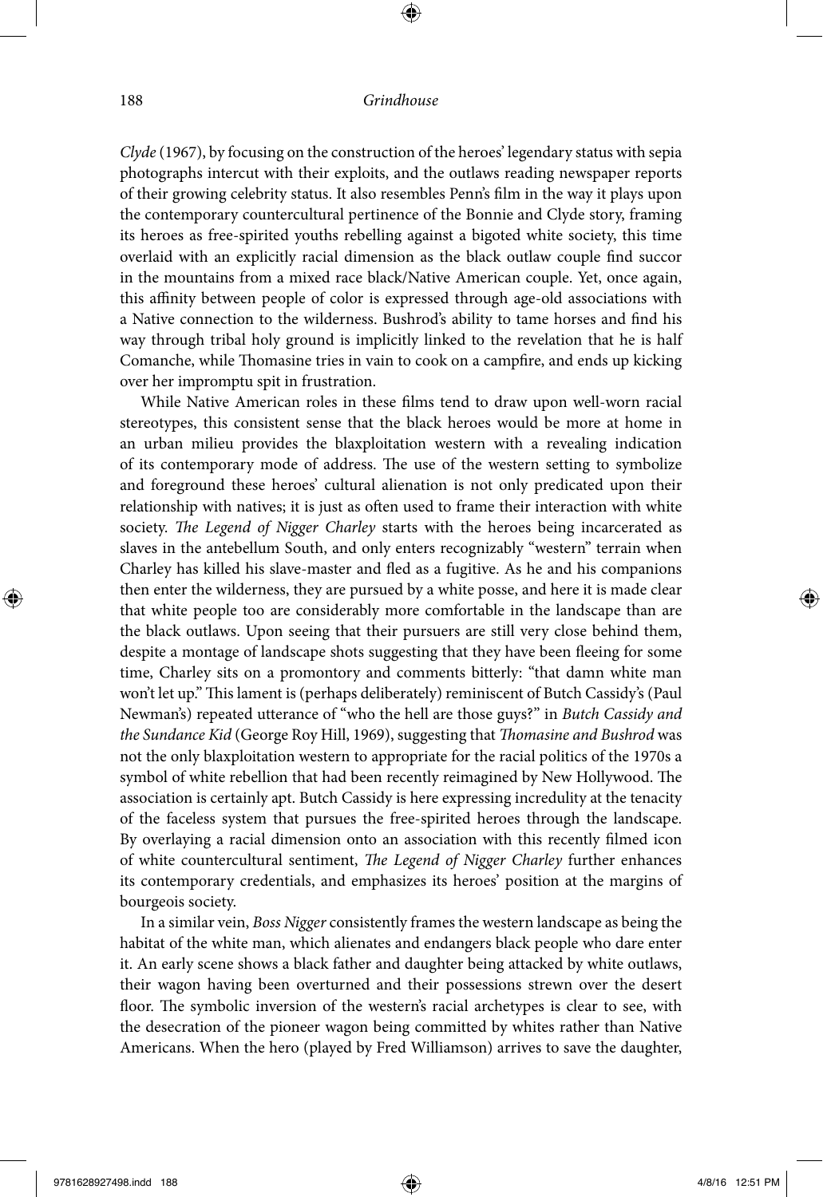*Clyde* (1967), by focusing on the construction of the heroes' legendary status with sepia photographs intercut with their exploits, and the outlaws reading newspaper reports of their growing celebrity status. It also resembles Penn's film in the way it plays upon the contemporary countercultural pertinence of the Bonnie and Clyde story, framing its heroes as free-spirited youths rebelling against a bigoted white society, this time overlaid with an explicitly racial dimension as the black outlaw couple find succor in the mountains from a mixed race black/Native American couple. Yet, once again, this affinity between people of color is expressed through age-old associations with a Native connection to the wilderness. Bushrod's ability to tame horses and find his way through tribal holy ground is implicitly linked to the revelation that he is half Comanche, while Thomasine tries in vain to cook on a campfire, and ends up kicking over her impromptu spit in frustration.

While Native American roles in these films tend to draw upon well-worn racial stereotypes, this consistent sense that the black heroes would be more at home in an urban milieu provides the blaxploitation western with a revealing indication of its contemporary mode of address. The use of the western setting to symbolize and foreground these heroes' cultural alienation is not only predicated upon their relationship with natives; it is just as often used to frame their interaction with white society. *The Legend of Nigger Charley* starts with the heroes being incarcerated as slaves in the antebellum South, and only enters recognizably "western" terrain when Charley has killed his slave-master and fled as a fugitive. As he and his companions then enter the wilderness, they are pursued by a white posse, and here it is made clear that white people too are considerably more comfortable in the landscape than are the black outlaws. Upon seeing that their pursuers are still very close behind them, despite a montage of landscape shots suggesting that they have been fleeing for some time, Charley sits on a promontory and comments bitterly: "that damn white man won't let up." This lament is (perhaps deliberately) reminiscent of Butch Cassidy's (Paul Newman's) repeated utterance of "who the hell are those guys?" in *Butch Cassidy and the Sundance Kid* (George Roy Hill, 1969), suggesting that *Thomasine and Bushrod* was not the only blaxploitation western to appropriate for the racial politics of the 1970s a symbol of white rebellion that had been recently reimagined by New Hollywood. The association is certainly apt. Butch Cassidy is here expressing incredulity at the tenacity of the faceless system that pursues the free-spirited heroes through the landscape. By overlaying a racial dimension onto an association with this recently filmed icon of white countercultural sentiment, *The Legend of Nigger Charley* further enhances its contemporary credentials, and emphasizes its heroes' position at the margins of bourgeois society.

In a similar vein, *Boss Nigger* consistently frames the western landscape as being the habitat of the white man, which alienates and endangers black people who dare enter it. An early scene shows a black father and daughter being attacked by white outlaws, their wagon having been overturned and their possessions strewn over the desert floor. The symbolic inversion of the western's racial archetypes is clear to see, with the desecration of the pioneer wagon being committed by whites rather than Native Americans. When the hero (played by Fred Williamson) arrives to save the daughter,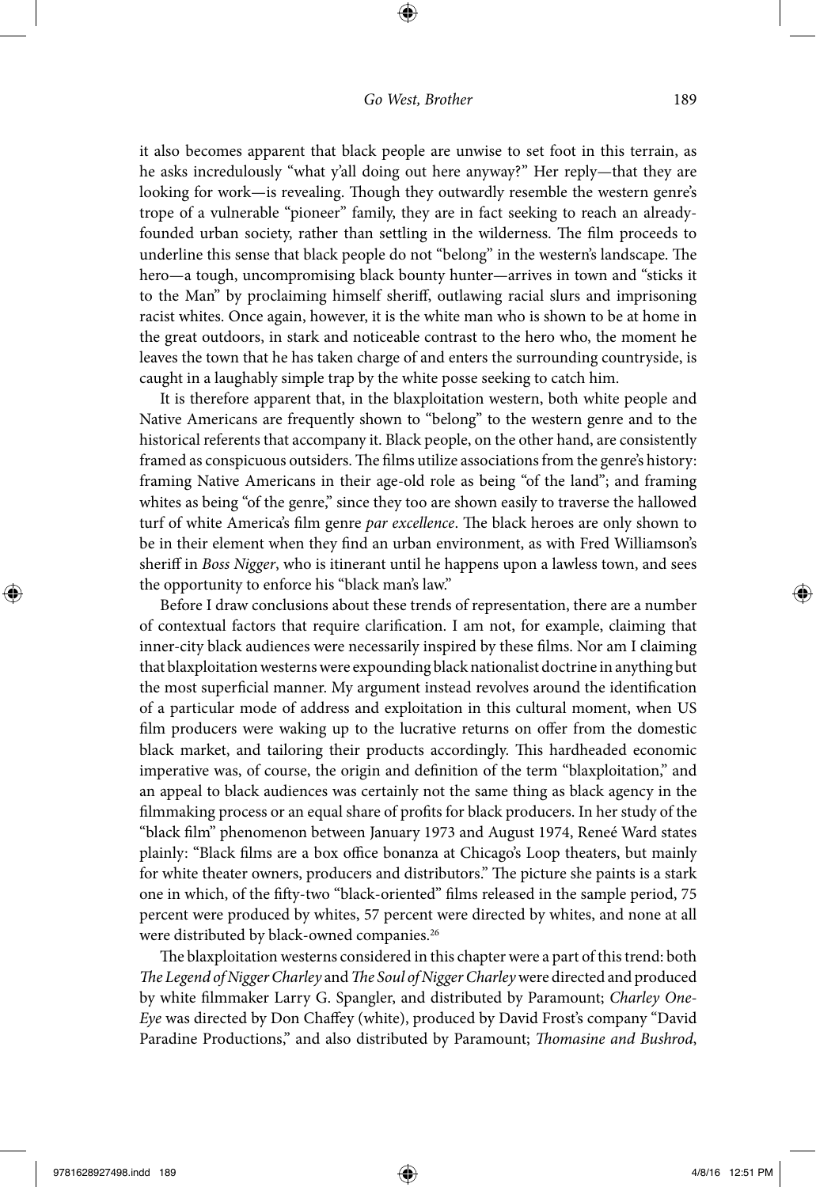it also becomes apparent that black people are unwise to set foot in this terrain, as he asks incredulously "what y'all doing out here anyway?" Her reply—that they are looking for work—is revealing. Though they outwardly resemble the western genre's trope of a vulnerable "pioneer" family, they are in fact seeking to reach an already-founded urban society, rather than settling in the wilderness. The film proceeds to underline this sense that black people do not "belong" in the western's landscape. The hero—a tough, uncompromising black bounty hunter—arrives in town and "sticks it to the Man" by proclaiming himself sheriff, outlawing racial slurs and imprisoning racist whites. Once again, however, it is the white man who is shown to be at home in the great outdoors, in stark and noticeable contrast to the hero who, the moment he leaves the town that he has taken charge of and enters the surrounding countryside, is caught in a laughably simple trap by the white posse seeking to catch him.

It is therefore apparent that, in the blaxploitation western, both white people and Native Americans are frequently shown to "belong" to the western genre and to the historical referents that accompany it. Black people, on the other hand, are consistently framed as conspicuous outsiders. The films utilize associations from the genre's history: framing Native Americans in their age-old role as being "of the land"; and framing whites as being "of the genre," since they too are shown easily to traverse the hallowed turf of white America's film genre *par excellence*. The black heroes are only shown to be in their element when they find an urban environment, as with Fred Williamson's sheriff in *Boss Nigger*, who is itinerant until he happens upon a lawless town, and sees the opportunity to enforce his "black man's law."

Before I draw conclusions about these trends of representation, there are a number of contextual factors that require clarification. I am not, for example, claiming that inner-city black audiences were necessarily inspired by these films. Nor am I claiming that blaxploitation westerns were expounding black nationalist doctrine in anything but the most superficial manner. My argument instead revolves around the identification of a particular mode of address and exploitation in this cultural moment, when US film producers were waking up to the lucrative returns on offer from the domestic black market, and tailoring their products accordingly. This hardheaded economic imperative was, of course, the origin and definition of the term "blaxploitation," and an appeal to black audiences was certainly not the same thing as black agency in the filmmaking process or an equal share of profits for black producers. In her study of the "black film" phenomenon between January 1973 and August 1974, Reneé Ward states plainly: "Black films are a box office bonanza at Chicago's Loop theaters, but mainly for white theater owners, producers and distributors." The picture she paints is a stark one in which, of the fifty-two "black-oriented" films released in the sample period, 75 percent were produced by whites, 57 percent were directed by whites, and none at all were distributed by black-owned companies.[26]

The blaxploitation westerns considered in this chapter were a part of this trend: both *The Legend of Nigger Charley* and *The Soul of Nigger Charley* were directed and produced by white filmmaker Larry G. Spangler, and distributed by Paramount; *Charley One-Eye* was directed by Don Chaffey (white), produced by David Frost's company "David Paradine Productions," and also distributed by Paramount; *Thomasine and Bushrod*,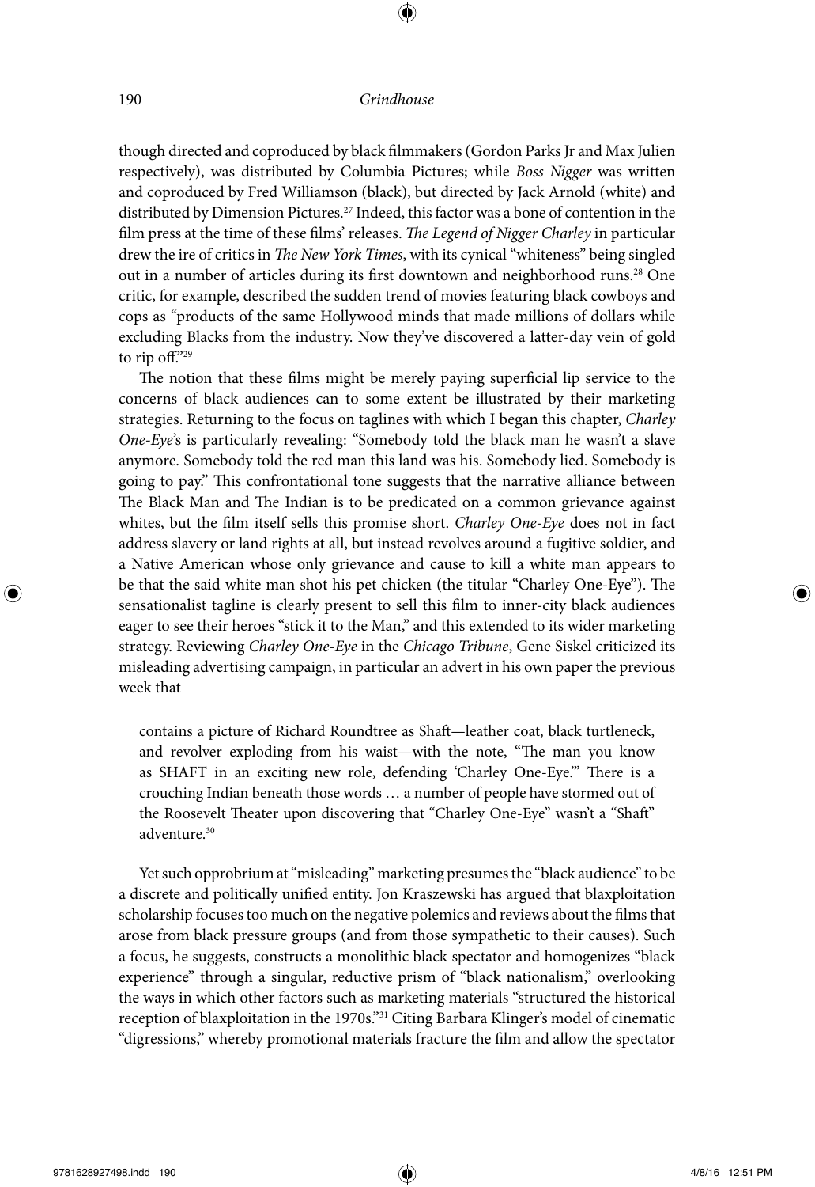though directed and coproduced by black filmmakers (Gordon Parks Jr and Max Julien respectively), was distributed by Columbia Pictures; while *Boss Nigger* was written and coproduced by Fred Williamson (black), but directed by Jack Arnold (white) and distributed by Dimension Pictures.[27] Indeed, this factor was a bone of contention in the film press at the time of these films' releases. *The Legend of Nigger Charley* in particular drew the ire of critics in *The New York Times*, with its cynical "whiteness" being singled out in a number of articles during its first downtown and neighborhood runs.[28] One critic, for example, described the sudden trend of movies featuring black cowboys and cops as "products of the same Hollywood minds that made millions of dollars while excluding Blacks from the industry. Now they've discovered a latter-day vein of gold to rip off."[29]

The notion that these films might be merely paying superficial lip service to the concerns of black audiences can to some extent be illustrated by their marketing strategies. Returning to the focus on taglines with which I began this chapter, *Charley One-Eye*'s is particularly revealing: "Somebody told the black man he wasn't a slave anymore. Somebody told the red man this land was his. Somebody lied. Somebody is going to pay." This confrontational tone suggests that the narrative alliance between The Black Man and The Indian is to be predicated on a common grievance against whites, but the film itself sells this promise short. *Charley One-Eye* does not in fact address slavery or land rights at all, but instead revolves around a fugitive soldier, and a Native American whose only grievance and cause to kill a white man appears to be that the said white man shot his pet chicken (the titular "Charley One-Eye"). The sensationalist tagline is clearly present to sell this film to inner-city black audiences eager to see their heroes "stick it to the Man," and this extended to its wider marketing strategy. Reviewing *Charley One-Eye* in the *Chicago Tribune*, Gene Siskel criticized its misleading advertising campaign, in particular an advert in his own paper the previous week that

> contains a picture of Richard Roundtree as Shaft—leather coat, black turtleneck, and revolver exploding from his waist—with the note, "The man you know as SHAFT in an exciting new role, defending 'Charley One-Eye.'" There is a crouching Indian beneath those words … a number of people have stormed out of the Roosevelt Theater upon discovering that "Charley One-Eye" wasn't a "Shaft" adventure.[30]

Yet such opprobrium at "misleading" marketing presumes the "black audience" to be a discrete and politically unified entity. Jon Kraszewski has argued that blaxploitation scholarship focuses too much on the negative polemics and reviews about the films that arose from black pressure groups (and from those sympathetic to their causes). Such a focus, he suggests, constructs a monolithic black spectator and homogenizes "black experience" through a singular, reductive prism of "black nationalism," overlooking the ways in which other factors such as marketing materials "structured the historical reception of blaxploitation in the 1970s."[31] Citing Barbara Klinger's model of cinematic "digressions," whereby promotional materials fracture the film and allow the spectator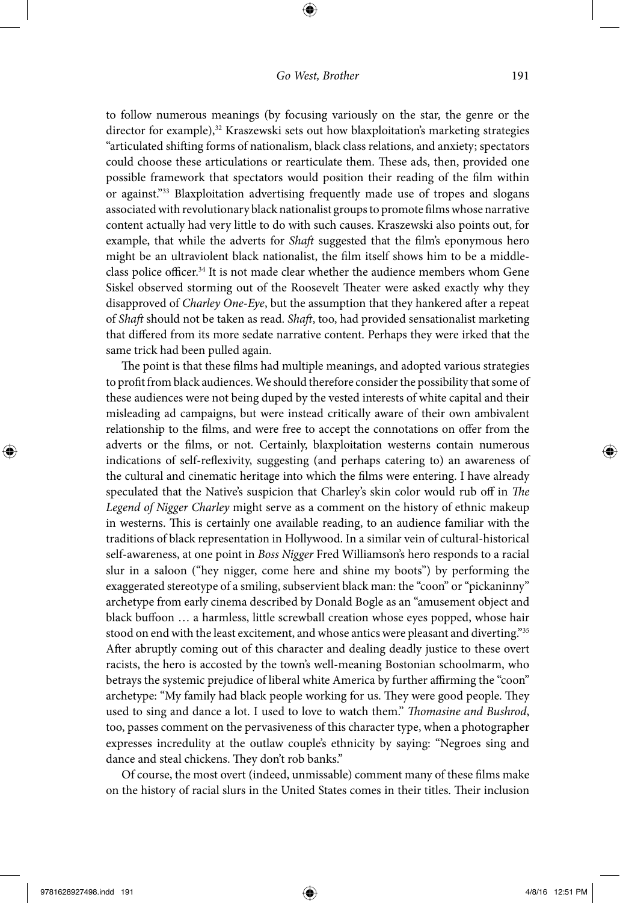to follow numerous meanings (by focusing variously on the star, the genre or the director for example),[32] Kraszewski sets out how blaxploitation's marketing strategies "articulated shifting forms of nationalism, black class relations, and anxiety; spectators could choose these articulations or rearticulate them. These ads, then, provided one possible framework that spectators would position their reading of the film within or against."[33] Blaxploitation advertising frequently made use of tropes and slogans associated with revolutionary black nationalist groups to promote films whose narrative content actually had very little to do with such causes. Kraszewski also points out, for example, that while the adverts for *Shaft* suggested that the film's eponymous hero might be an ultraviolent black nationalist, the film itself shows him to be a middle-class police officer.[34] It is not made clear whether the audience members whom Gene Siskel observed storming out of the Roosevelt Theater were asked exactly why they disapproved of *Charley One-Eye*, but the assumption that they hankered after a repeat of *Shaft* should not be taken as read. *Shaft*, too, had provided sensationalist marketing that differed from its more sedate narrative content. Perhaps they were irked that the same trick had been pulled again.

The point is that these films had multiple meanings, and adopted various strategies to profit from black audiences. We should therefore consider the possibility that some of these audiences were not being duped by the vested interests of white capital and their misleading ad campaigns, but were instead critically aware of their own ambivalent relationship to the films, and were free to accept the connotations on offer from the adverts or the films, or not. Certainly, blaxploitation westerns contain numerous indications of self-reflexivity, suggesting (and perhaps catering to) an awareness of the cultural and cinematic heritage into which the films were entering. I have already speculated that the Native's suspicion that Charley's skin color would rub off in *The Legend of Nigger Charley* might serve as a comment on the history of ethnic makeup in westerns. This is certainly one available reading, to an audience familiar with the traditions of black representation in Hollywood. In a similar vein of cultural-historical self-awareness, at one point in *Boss Nigger* Fred Williamson's hero responds to a racial slur in a saloon ("hey nigger, come here and shine my boots") by performing the exaggerated stereotype of a smiling, subservient black man: the "coon" or "pickaninny" archetype from early cinema described by Donald Bogle as an "amusement object and black buffoon … a harmless, little screwball creation whose eyes popped, whose hair stood on end with the least excitement, and whose antics were pleasant and diverting."[35] After abruptly coming out of this character and dealing deadly justice to these overt racists, the hero is accosted by the town's well-meaning Bostonian schoolmarm, who betrays the systemic prejudice of liberal white America by further affirming the "coon" archetype: "My family had black people working for us. They were good people. They used to sing and dance a lot. I used to love to watch them." *Thomasine and Bushrod*, too, passes comment on the pervasiveness of this character type, when a photographer expresses incredulity at the outlaw couple's ethnicity by saying: "Negroes sing and dance and steal chickens. They don't rob banks."

Of course, the most overt (indeed, unmissable) comment many of these films make on the history of racial slurs in the United States comes in their titles. Their inclusion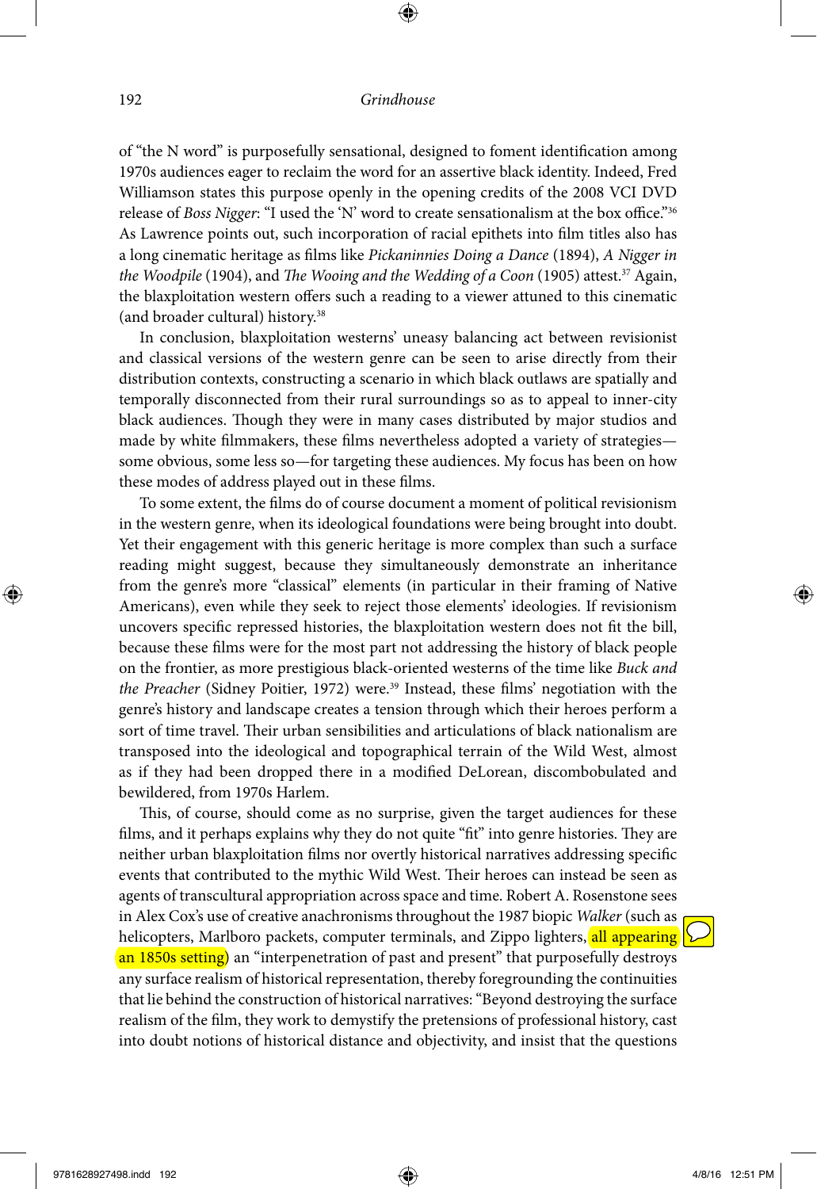of "the N word" is purposefully sensational, designed to foment identification among 1970s audiences eager to reclaim the word for an assertive black identity. Indeed, Fred Williamson states this purpose openly in the opening credits of the 2008 VCI DVD release of *Boss Nigger*: "I used the 'N' word to create sensationalism at the box office."[36] As Lawrence points out, such incorporation of racial epithets into film titles also has a long cinematic heritage as films like *Pickaninnies Doing a Dance* (1894), *A Nigger in the Woodpile* (1904), and *The Wooing and the Wedding of a Coon* (1905) attest.[37] Again, the blaxploitation western offers such a reading to a viewer attuned to this cinematic (and broader cultural) history.[38]

In conclusion, blaxploitation westerns' uneasy balancing act between revisionist and classical versions of the western genre can be seen to arise directly from their distribution contexts, constructing a scenario in which black outlaws are spatially and temporally disconnected from their rural surroundings so as to appeal to inner-city black audiences. Though they were in many cases distributed by major studios and made by white filmmakers, these films nevertheless adopted a variety of strategies—some obvious, some less so—for targeting these audiences. My focus has been on how these modes of address played out in these films.

To some extent, the films do of course document a moment of political revisionism in the western genre, when its ideological foundations were being brought into doubt. Yet their engagement with this generic heritage is more complex than such a surface reading might suggest, because they simultaneously demonstrate an inheritance from the genre's more "classical" elements (in particular in their framing of Native Americans), even while they seek to reject those elements' ideologies. If revisionism uncovers specific repressed histories, the blaxploitation western does not fit the bill, because these films were for the most part not addressing the history of black people on the frontier, as more prestigious black-oriented westerns of the time like *Buck and the Preacher* (Sidney Poitier, 1972) were.[39] Instead, these films' negotiation with the genre's history and landscape creates a tension through which their heroes perform a sort of time travel. Their urban sensibilities and articulations of black nationalism are transposed into the ideological and topographical terrain of the Wild West, almost as if they had been dropped there in a modified DeLorean, discombobulated and bewildered, from 1970s Harlem.

This, of course, should come as no surprise, given the target audiences for these films, and it perhaps explains why they do not quite "fit" into genre histories. They are neither urban blaxploitation films nor overtly historical narratives addressing specific events that contributed to the mythic Wild West. Their heroes can instead be seen as agents of transcultural appropriation across space and time. Robert A. Rosenstone sees in Alex Cox's use of creative anachronisms throughout the 1987 biopic *Walker* (such as helicopters, Marlboro packets, computer terminals, and Zippo lighters, all appearing an 1850s setting) an "interpenetration of past and present" that purposefully destroys any surface realism of historical representation, thereby foregrounding the continuities that lie behind the construction of historical narratives: "Beyond destroying the surface realism of the film, they work to demystify the pretensions of professional history, cast into doubt notions of historical distance and objectivity, and insist that the questions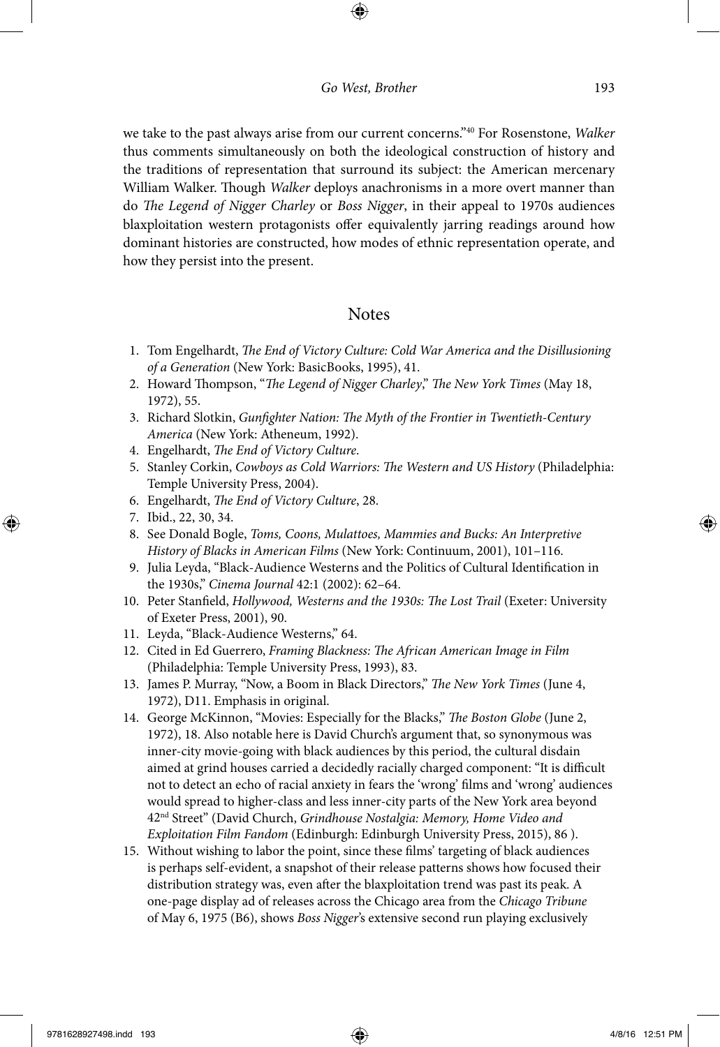we take to the past always arise from our current concerns."[40] For Rosenstone, *Walker* thus comments simultaneously on both the ideological construction of history and the traditions of representation that surround its subject: the American mercenary William Walker. Though *Walker* deploys anachronisms in a more overt manner than do *The Legend of Nigger Charley* or *Boss Nigger*, in their appeal to 1970s audiences blaxploitation western protagonists offer equivalently jarring readings around how dominant histories are constructed, how modes of ethnic representation operate, and how they persist into the present.

## Notes

1. Tom Engelhardt, *The End of Victory Culture: Cold War America and the Disillusioning of a Generation* (New York: BasicBooks, 1995), 41.
2. Howard Thompson, "*The Legend of Nigger Charley*," *The New York Times* (May 18, 1972), 55.
3. Richard Slotkin, *Gunfighter Nation: The Myth of the Frontier in Twentieth-Century America* (New York: Atheneum, 1992).
4. Engelhardt, *The End of Victory Culture*.
5. Stanley Corkin, *Cowboys as Cold Warriors: The Western and US History* (Philadelphia: Temple University Press, 2004).
6. Engelhardt, *The End of Victory Culture*, 28.
7. Ibid., 22, 30, 34.
8. See Donald Bogle, *Toms, Coons, Mulattoes, Mammies and Bucks: An Interpretive History of Blacks in American Films* (New York: Continuum, 2001), 101–116.
9. Julia Leyda, "Black-Audience Westerns and the Politics of Cultural Identification in the 1930s," *Cinema Journal* 42:1 (2002): 62–64.
10. Peter Stanfield, *Hollywood, Westerns and the 1930s: The Lost Trail* (Exeter: University of Exeter Press, 2001), 90.
11. Leyda, "Black-Audience Westerns," 64.
12. Cited in Ed Guerrero, *Framing Blackness: The African American Image in Film* (Philadelphia: Temple University Press, 1993), 83.
13. James P. Murray, "Now, a Boom in Black Directors," *The New York Times* (June 4, 1972), D11. Emphasis in original.
14. George McKinnon, "Movies: Especially for the Blacks," *The Boston Globe* (June 2, 1972), 18. Also notable here is David Church's argument that, so synonymous was inner-city movie-going with black audiences by this period, the cultural disdain aimed at grind houses carried a decidedly racially charged component: "It is difficult not to detect an echo of racial anxiety in fears the 'wrong' films and 'wrong' audiences would spread to higher-class and less inner-city parts of the New York area beyond 42nd Street" (David Church, *Grindhouse Nostalgia: Memory, Home Video and Exploitation Film Fandom* (Edinburgh: Edinburgh University Press, 2015), 86 ).
15. Without wishing to labor the point, since these films' targeting of black audiences is perhaps self-evident, a snapshot of their release patterns shows how focused their distribution strategy was, even after the blaxploitation trend was past its peak. A one-page display ad of releases across the Chicago area from the *Chicago Tribune* of May 6, 1975 (B6), shows *Boss Nigger*'s extensive second run playing exclusively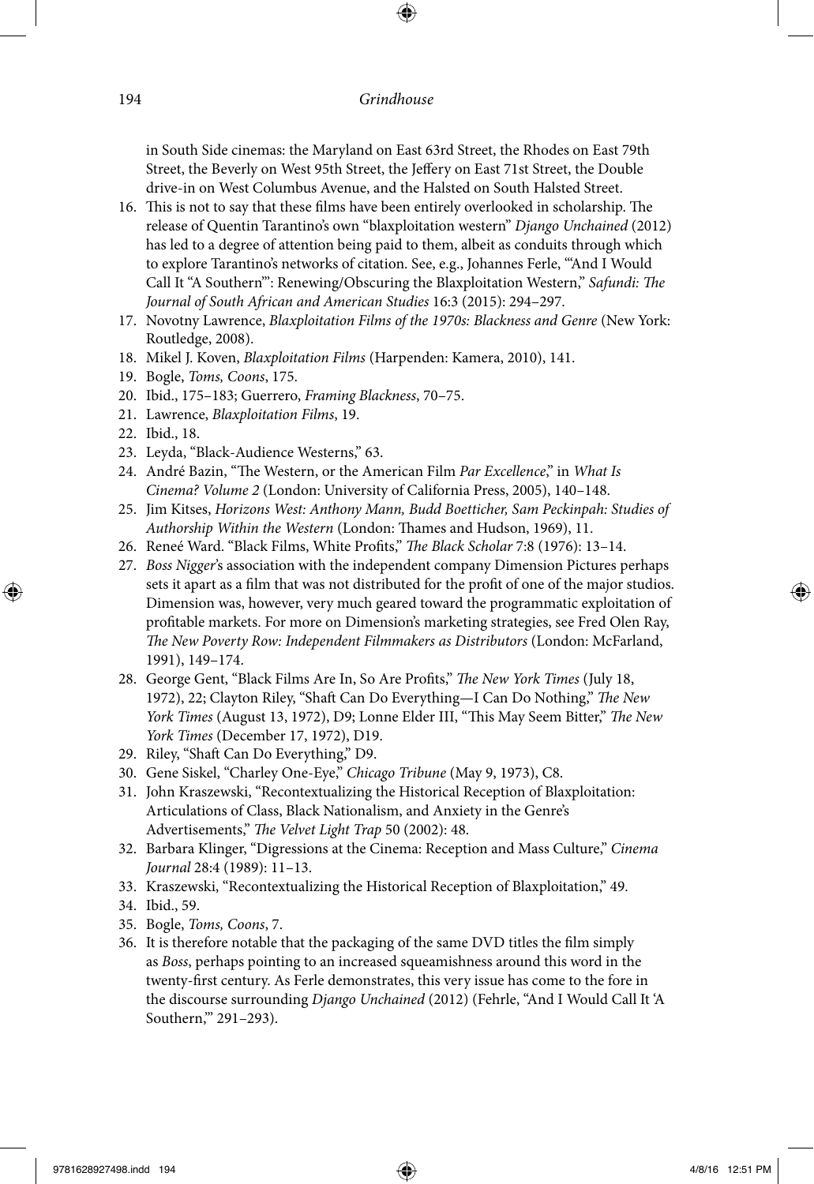in South Side cinemas: the Maryland on East 63rd Street, the Rhodes on East 79th Street, the Beverly on West 95th Street, the Jeffery on East 71st Street, the Double drive-in on West Columbus Avenue, and the Halsted on South Halsted Street.

16. This is not to say that these films have been entirely overlooked in scholarship. The release of Quentin Tarantino's own "blaxploitation western" *Django Unchained* (2012) has led to a degree of attention being paid to them, albeit as conduits through which to explore Tarantino's networks of citation. See, e.g., Johannes Ferle, "'And I Would Call It "A Southern"': Renewing/Obscuring the Blaxploitation Western," *Safundi: The Journal of South African and American Studies* 16:3 (2015): 294–297.
17. Novotny Lawrence, *Blaxploitation Films of the 1970s: Blackness and Genre* (New York: Routledge, 2008).
18. Mikel J. Koven, *Blaxploitation Films* (Harpenden: Kamera, 2010), 141.
19. Bogle, *Toms, Coons*, 175.
20. Ibid., 175–183; Guerrero, *Framing Blackness*, 70–75.
21. Lawrence, *Blaxploitation Films*, 19.
22. Ibid., 18.
23. Leyda, "Black-Audience Westerns," 63.
24. André Bazin, "The Western, or the American Film *Par Excellence*," in *What Is Cinema? Volume 2* (London: University of California Press, 2005), 140–148.
25. Jim Kitses, *Horizons West: Anthony Mann, Budd Boetticher, Sam Peckinpah: Studies of Authorship Within the Western* (London: Thames and Hudson, 1969), 11.
26. Reneé Ward. "Black Films, White Profits," *The Black Scholar* 7:8 (1976): 13–14.
27. *Boss Nigger*'s association with the independent company Dimension Pictures perhaps sets it apart as a film that was not distributed for the profit of one of the major studios. Dimension was, however, very much geared toward the programmatic exploitation of profitable markets. For more on Dimension's marketing strategies, see Fred Olen Ray, *The New Poverty Row: Independent Filmmakers as Distributors* (London: McFarland, 1991), 149–174.
28. George Gent, "Black Films Are In, So Are Profits," *The New York Times* (July 18, 1972), 22; Clayton Riley, "Shaft Can Do Everything—I Can Do Nothing," *The New York Times* (August 13, 1972), D9; Lonne Elder III, "This May Seem Bitter," *The New York Times* (December 17, 1972), D19.
29. Riley, "Shaft Can Do Everything," D9.
30. Gene Siskel, "Charley One-Eye," *Chicago Tribune* (May 9, 1973), C8.
31. John Kraszewski, "Recontextualizing the Historical Reception of Blaxploitation: Articulations of Class, Black Nationalism, and Anxiety in the Genre's Advertisements," *The Velvet Light Trap* 50 (2002): 48.
32. Barbara Klinger, "Digressions at the Cinema: Reception and Mass Culture," *Cinema Journal* 28:4 (1989): 11–13.
33. Kraszewski, "Recontextualizing the Historical Reception of Blaxploitation," 49.
34. Ibid., 59.
35. Bogle, *Toms, Coons*, 7.
36. It is therefore notable that the packaging of the same DVD titles the film simply as *Boss*, perhaps pointing to an increased squeamishness around this word in the twenty-first century. As Ferle demonstrates, this very issue has come to the fore in the discourse surrounding *Django Unchained* (2012) (Fehrle, "And I Would Call It 'A Southern,'" 291–293).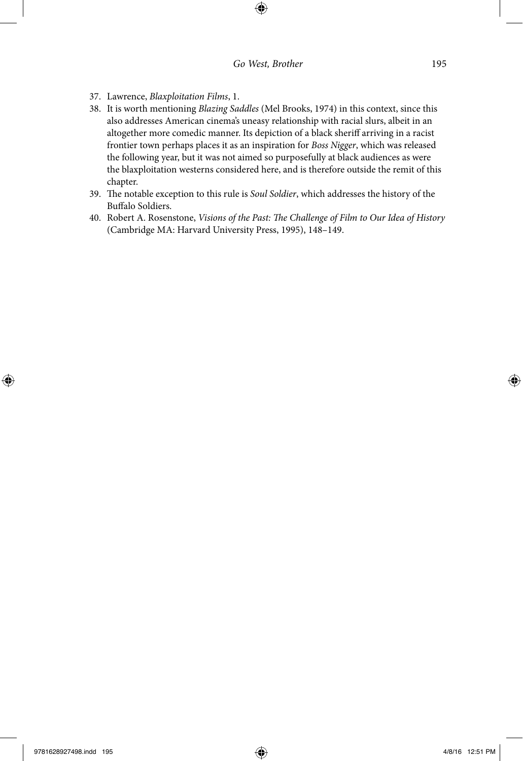37. Lawrence, *Blaxploitation Films*, 1.
38. It is worth mentioning *Blazing Saddles* (Mel Brooks, 1974) in this context, since this also addresses American cinema's uneasy relationship with racial slurs, albeit in an altogether more comedic manner. Its depiction of a black sheriff arriving in a racist frontier town perhaps places it as an inspiration for *Boss Nigger*, which was released the following year, but it was not aimed so purposefully at black audiences as were the blaxploitation westerns considered here, and is therefore outside the remit of this chapter.
39. The notable exception to this rule is *Soul Soldier*, which addresses the history of the Buffalo Soldiers.
40. Robert A. Rosenstone, *Visions of the Past: The Challenge of Film to Our Idea of History* (Cambridge MA: Harvard University Press, 1995), 148–149.